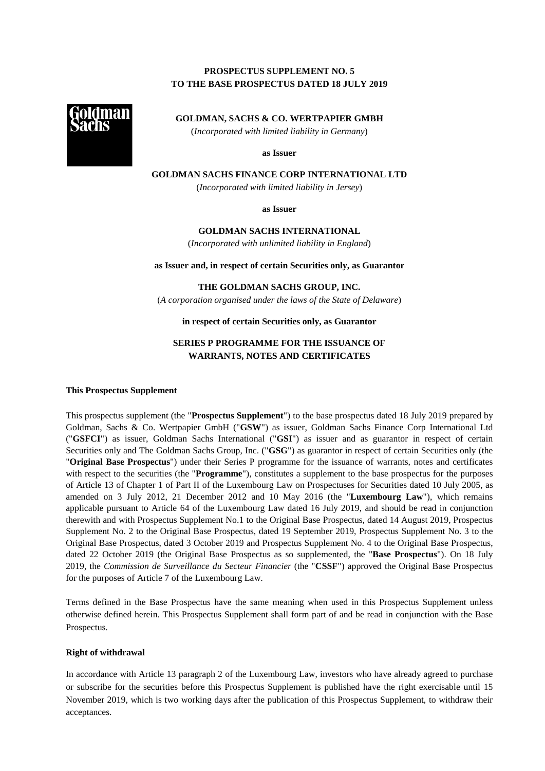**PROSPECTUS SUPPLEMENT NO. 5**
**TO THE BASE PROSPECTUS DATED 18 JULY 2019**

**GOLDMAN, SACHS & CO. WERTPAPIER GMBH**
(*Incorporated with limited liability in Germany*)

**as Issuer**

**GOLDMAN SACHS FINANCE CORP INTERNATIONAL LTD**
(*Incorporated with limited liability in Jersey*)

**as Issuer**

**GOLDMAN SACHS INTERNATIONAL**
(*Incorporated with unlimited liability in England*)

**as Issuer and, in respect of certain Securities only, as Guarantor**

**THE GOLDMAN SACHS GROUP, INC.**
(*A corporation organised under the laws of the State of Delaware*)

**in respect of certain Securities only, as Guarantor**

**SERIES P PROGRAMME FOR THE ISSUANCE OF WARRANTS, NOTES AND CERTIFICATES**

**This Prospectus Supplement**

This prospectus supplement (the "**Prospectus Supplement**") to the base prospectus dated 18 July 2019 prepared by Goldman, Sachs & Co. Wertpapier GmbH ("**GSW**") as issuer, Goldman Sachs Finance Corp International Ltd ("**GSFCI**") as issuer, Goldman Sachs International ("**GSI**") as issuer and as guarantor in respect of certain Securities only and The Goldman Sachs Group, Inc. ("**GSG**") as guarantor in respect of certain Securities only (the "**Original Base Prospectus**") under their Series P programme for the issuance of warrants, notes and certificates with respect to the securities (the "**Programme**"), constitutes a supplement to the base prospectus for the purposes of Article 13 of Chapter 1 of Part II of the Luxembourg Law on Prospectuses for Securities dated 10 July 2005, as amended on 3 July 2012, 21 December 2012 and 10 May 2016 (the "**Luxembourg Law**"), which remains applicable pursuant to Article 64 of the Luxembourg Law dated 16 July 2019, and should be read in conjunction therewith and with Prospectus Supplement No.1 to the Original Base Prospectus, dated 14 August 2019, Prospectus Supplement No. 2 to the Original Base Prospectus, dated 19 September 2019, Prospectus Supplement No. 3 to the Original Base Prospectus, dated 3 October 2019 and Prospectus Supplement No. 4 to the Original Base Prospectus, dated 22 October 2019 (the Original Base Prospectus as so supplemented, the "**Base Prospectus**"). On 18 July 2019, the *Commission de Surveillance du Secteur Financier* (the "**CSSF**") approved the Original Base Prospectus for the purposes of Article 7 of the Luxembourg Law.

Terms defined in the Base Prospectus have the same meaning when used in this Prospectus Supplement unless otherwise defined herein. This Prospectus Supplement shall form part of and be read in conjunction with the Base Prospectus.

**Right of withdrawal**

In accordance with Article 13 paragraph 2 of the Luxembourg Law, investors who have already agreed to purchase or subscribe for the securities before this Prospectus Supplement is published have the right exercisable until 15 November 2019, which is two working days after the publication of this Prospectus Supplement, to withdraw their acceptances.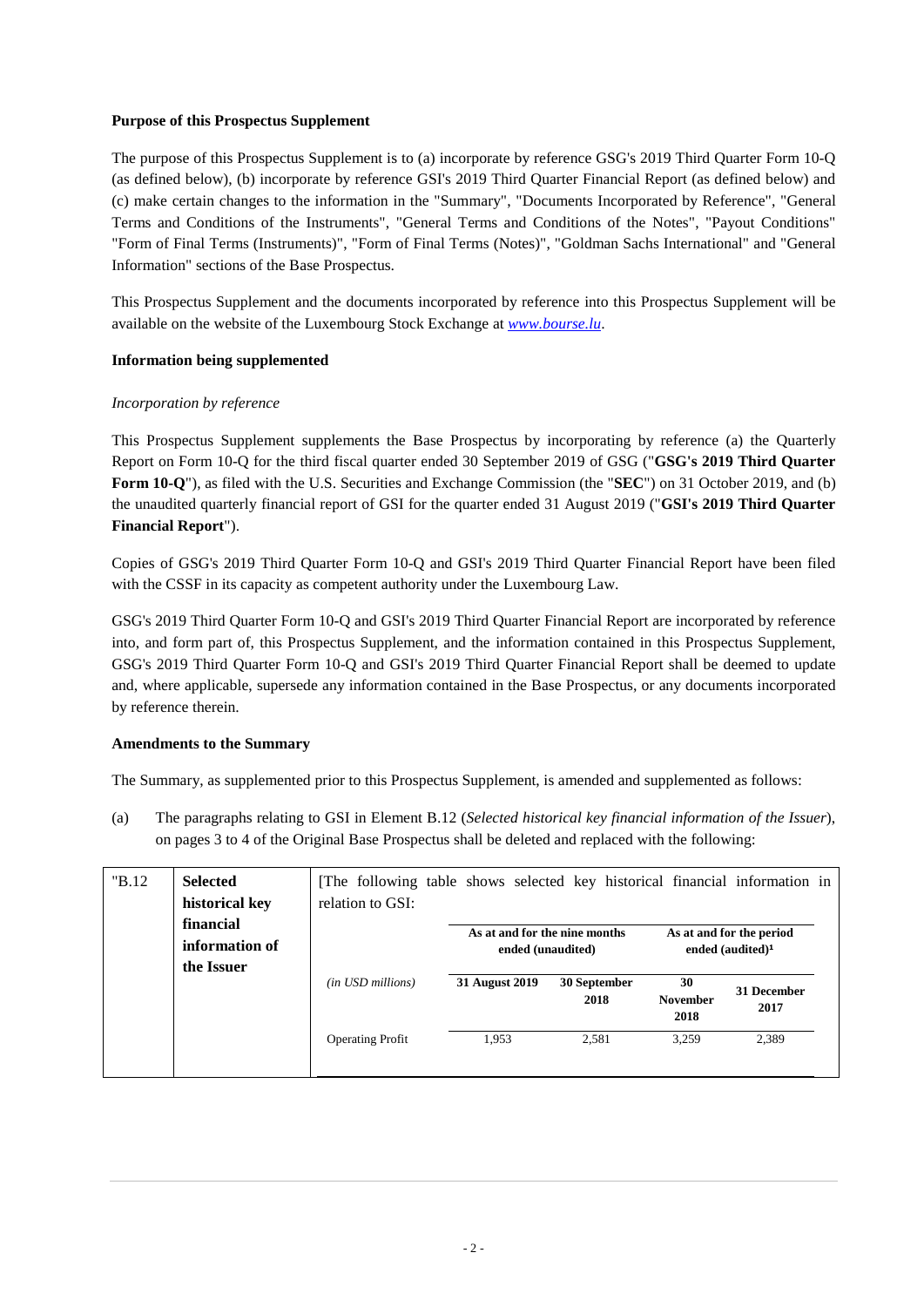**Purpose of this Prospectus Supplement**

The purpose of this Prospectus Supplement is to (a) incorporate by reference GSG's 2019 Third Quarter Form 10-Q (as defined below), (b) incorporate by reference GSI's 2019 Third Quarter Financial Report (as defined below) and (c) make certain changes to the information in the "Summary", "Documents Incorporated by Reference", "General Terms and Conditions of the Instruments", "General Terms and Conditions of the Notes", "Payout Conditions" "Form of Final Terms (Instruments)", "Form of Final Terms (Notes)", "Goldman Sachs International" and "General Information" sections of the Base Prospectus.

This Prospectus Supplement and the documents incorporated by reference into this Prospectus Supplement will be available on the website of the Luxembourg Stock Exchange at *www.bourse.lu*.

**Information being supplemented**

*Incorporation by reference*

This Prospectus Supplement supplements the Base Prospectus by incorporating by reference (a) the Quarterly Report on Form 10-Q for the third fiscal quarter ended 30 September 2019 of GSG ("**GSG's 2019 Third Quarter Form 10-Q**"), as filed with the U.S. Securities and Exchange Commission (the "**SEC**") on 31 October 2019, and (b) the unaudited quarterly financial report of GSI for the quarter ended 31 August 2019 ("**GSI's 2019 Third Quarter Financial Report**").

Copies of GSG's 2019 Third Quarter Form 10-Q and GSI's 2019 Third Quarter Financial Report have been filed with the CSSF in its capacity as competent authority under the Luxembourg Law.

GSG's 2019 Third Quarter Form 10-Q and GSI's 2019 Third Quarter Financial Report are incorporated by reference into, and form part of, this Prospectus Supplement, and the information contained in this Prospectus Supplement, GSG's 2019 Third Quarter Form 10-Q and GSI's 2019 Third Quarter Financial Report shall be deemed to update and, where applicable, supersede any information contained in the Base Prospectus, or any documents incorporated by reference therein.

**Amendments to the Summary**

The Summary, as supplemented prior to this Prospectus Supplement, is amended and supplemented as follows:

(a) The paragraphs relating to GSI in Element B.12 (*Selected historical key financial information of the Issuer*), on pages 3 to 4 of the Original Base Prospectus shall be deleted and replaced with the following:

| "B.12 | **Selected historical key financial information of the Issuer** | [The following table shows selected key historical financial information in relation to GSI: | | | | |
|---|---|---|---|---|---|---|
| | | | **As at and for the nine months ended (unaudited)** | | **As at and for the period ended (audited)[1]** | |
| | | *(in USD millions)* | **31 August 2019** | **30 September 2018** | **30 November 2018** | **31 December 2017** |
| | | Operating Profit | 1,953 | 2,581 | 3,259 | 2,389 |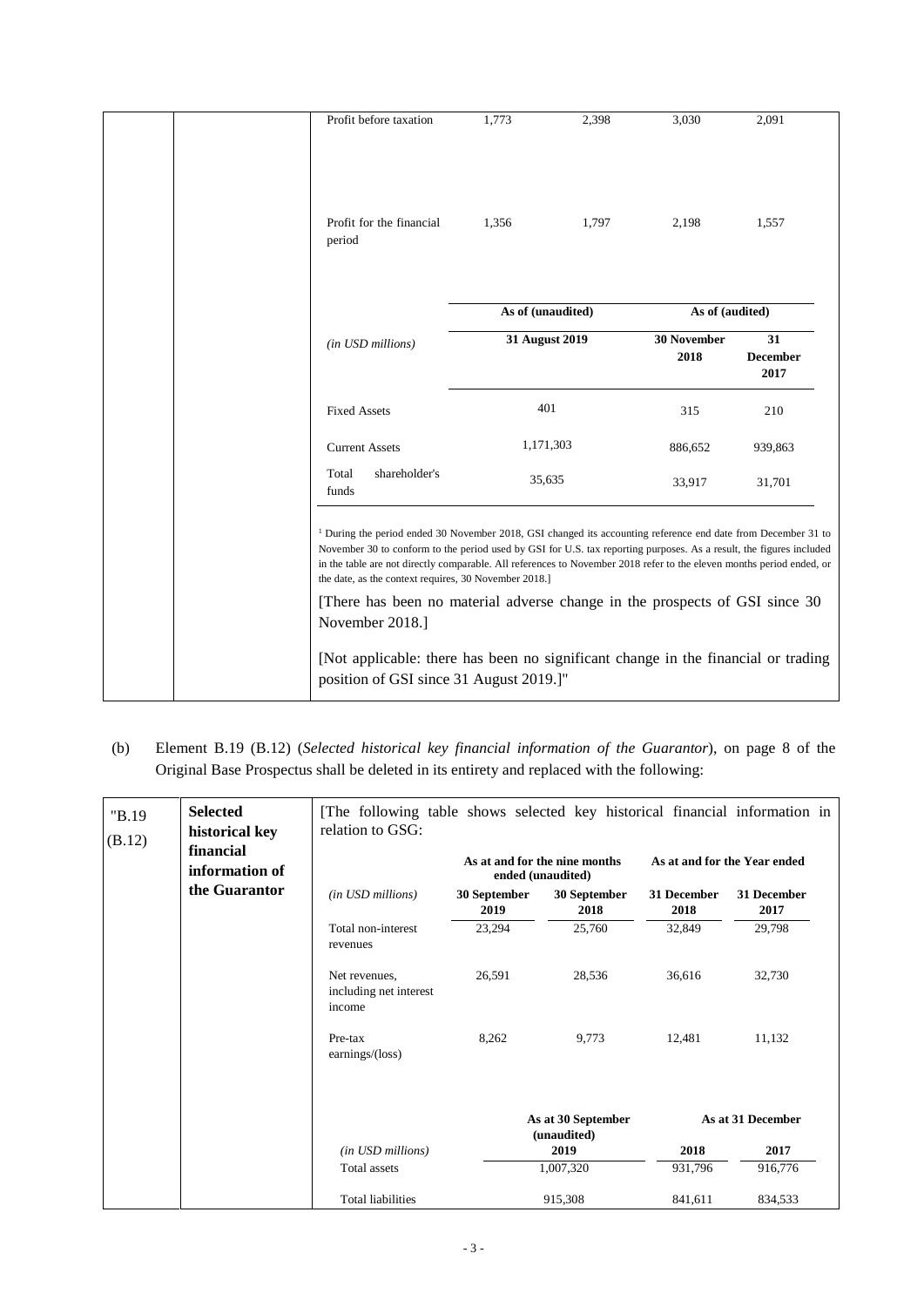| | | | | | |
|---|---|---|---|---|---|
| | | Profit before taxation | 1,773 | 2,398 | 3,030 | 2,091 |
| | | Profit for the financial period | 1,356 | 1,797 | 2,198 | 1,557 |

| | As of (unaudited) | As of (audited) | |
|---|---|---|---|
| *(in USD millions)* | **31 August 2019** | **30 November 2018** | **31 December 2017** |
| Fixed Assets | 401 | 315 | 210 |
| Current Assets | 1,171,303 | 886,652 | 939,863 |
| Total shareholder's funds | 35,635 | 33,917 | 31,701 |

[1] During the period ended 30 November 2018, GSI changed its accounting reference end date from December 31 to November 30 to conform to the period used by GSI for U.S. tax reporting purposes. As a result, the figures included in the table are not directly comparable. All references to November 2018 refer to the eleven months period ended, or the date, as the context requires, 30 November 2018.]

[There has been no material adverse change in the prospects of GSI since 30 November 2018.]

[Not applicable: there has been no significant change in the financial or trading position of GSI since 31 August 2019.]"

(b) Element B.19 (B.12) (*Selected historical key financial information of the Guarantor*), on page 8 of the Original Base Prospectus shall be deleted in its entirety and replaced with the following:

"B.19 (B.12) — **Selected historical key financial information of the Guarantor**

[The following table shows selected key historical financial information in relation to GSG:

| | As at and for the nine months ended (unaudited) | | As at and for the Year ended | |
|---|---|---|---|---|
| *(in USD millions)* | **30 September 2019** | **30 September 2018** | **31 December 2018** | **31 December 2017** |
| Total non-interest revenues | 23,294 | 25,760 | 32,849 | 29,798 |
| Net revenues, including net interest income | 26,591 | 28,536 | 36,616 | 32,730 |
| Pre-tax earnings/(loss) | 8,262 | 9,773 | 12,481 | 11,132 |

| | As at 30 September (unaudited) | As at 31 December | |
|---|---|---|---|
| *(in USD millions)* | **2019** | **2018** | **2017** |
| Total assets | 1,007,320 | 931,796 | 916,776 |
| Total liabilities | 915,308 | 841,611 | 834,533 |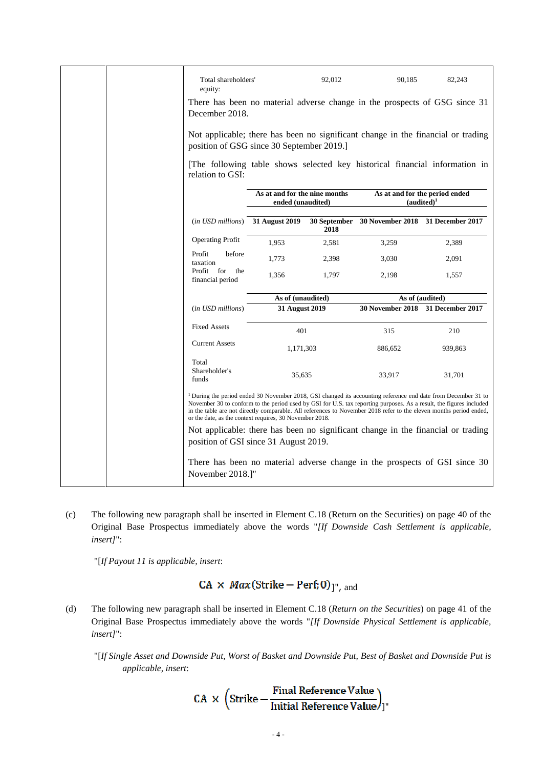| Total shareholders' equity: | 92,012 | 90,185 | 82,243 |
|---|---|---|---|

There has been no material adverse change in the prospects of GSG since 31 December 2018.

Not applicable; there has been no significant change in the financial or trading position of GSG since 30 September 2019.]

[The following table shows selected key historical financial information in relation to GSI:

| | As at and for the nine months ended (unaudited) | | As at and for the period ended (audited)[1] | |
|---|---|---|---|---|
| (*in USD millions*) | **31 August 2019** | **30 September 2018** | **30 November 2018** | **31 December 2017** |
| Operating Profit | 1,953 | 2,581 | 3,259 | 2,389 |
| Profit before taxation | 1,773 | 2,398 | 3,030 | 2,091 |
| Profit for the financial period | 1,356 | 1,797 | 2,198 | 1,557 |

| | As of (unaudited) | As of (audited) | |
|---|---|---|---|
| (*in USD millions*) | **31 August 2019** | **30 November 2018** | **31 December 2017** |
| Fixed Assets | 401 | 315 | 210 |
| Current Assets | 1,171,303 | 886,652 | 939,863 |
| Total Shareholder's funds | 35,635 | 33,917 | 31,701 |

[1] During the period ended 30 November 2018, GSI changed its accounting reference end date from December 31 to November 30 to conform to the period used by GSI for U.S. tax reporting purposes. As a result, the figures included in the table are not directly comparable. All references to November 2018 refer to the eleven months period ended, or the date, as the context requires, 30 November 2018.

Not applicable: there has been no significant change in the financial or trading position of GSI since 31 August 2019.

There has been no material adverse change in the prospects of GSI since 30 November 2018.]"

(c) The following new paragraph shall be inserted in Element C.18 (Return on the Securities) on page 40 of the Original Base Prospectus immediately above the words "*[If Downside Cash Settlement is applicable, insert]*":

"[*If Payout 11 is applicable, insert*:

$$CA \times Max(\text{Strike} - \text{Perf}; 0)$$

]", and

(d) The following new paragraph shall be inserted in Element C.18 (*Return on the Securities*) on page 41 of the Original Base Prospectus immediately above the words "*[If Downside Physical Settlement is applicable, insert]*":

"[*If Single Asset and Downside Put, Worst of Basket and Downside Put, Best of Basket and Downside Put is applicable, insert*:

$$CA \times \left(\text{Strike} - \frac{\text{Final Reference Value}}{\text{Initial Reference Value}}\right)$$

]"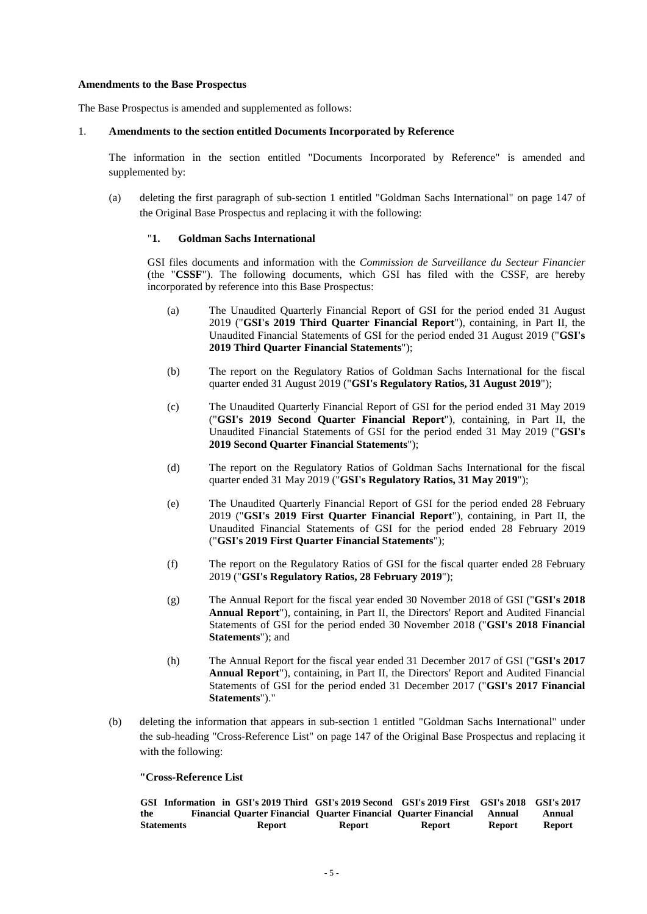**Amendments to the Base Prospectus**

The Base Prospectus is amended and supplemented as follows:

1. **Amendments to the section entitled Documents Incorporated by Reference**

   The information in the section entitled "Documents Incorporated by Reference" is amended and supplemented by:

   (a) deleting the first paragraph of sub-section 1 entitled "Goldman Sachs International" on page 147 of the Original Base Prospectus and replacing it with the following:

   "**1. Goldman Sachs International**

   GSI files documents and information with the *Commission de Surveillance du Secteur Financier* (the "**CSSF**"). The following documents, which GSI has filed with the CSSF, are hereby incorporated by reference into this Base Prospectus:

   (a) The Unaudited Quarterly Financial Report of GSI for the period ended 31 August 2019 ("**GSI's 2019 Third Quarter Financial Report**"), containing, in Part II, the Unaudited Financial Statements of GSI for the period ended 31 August 2019 ("**GSI's 2019 Third Quarter Financial Statements**");

   (b) The report on the Regulatory Ratios of Goldman Sachs International for the fiscal quarter ended 31 August 2019 ("**GSI's Regulatory Ratios, 31 August 2019**");

   (c) The Unaudited Quarterly Financial Report of GSI for the period ended 31 May 2019 ("**GSI's 2019 Second Quarter Financial Report**"), containing, in Part II, the Unaudited Financial Statements of GSI for the period ended 31 May 2019 ("**GSI's 2019 Second Quarter Financial Statements**");

   (d) The report on the Regulatory Ratios of Goldman Sachs International for the fiscal quarter ended 31 May 2019 ("**GSI's Regulatory Ratios, 31 May 2019**");

   (e) The Unaudited Quarterly Financial Report of GSI for the period ended 28 February 2019 ("**GSI's 2019 First Quarter Financial Report**"), containing, in Part II, the Unaudited Financial Statements of GSI for the period ended 28 February 2019 ("**GSI's 2019 First Quarter Financial Statements**");

   (f) The report on the Regulatory Ratios of GSI for the fiscal quarter ended 28 February 2019 ("**GSI's Regulatory Ratios, 28 February 2019**");

   (g) The Annual Report for the fiscal year ended 30 November 2018 of GSI ("**GSI's 2018 Annual Report**"), containing, in Part II, the Directors' Report and Audited Financial Statements of GSI for the period ended 30 November 2018 ("**GSI's 2018 Financial Statements**"); and

   (h) The Annual Report for the fiscal year ended 31 December 2017 of GSI ("**GSI's 2017 Annual Report**"), containing, in Part II, the Directors' Report and Audited Financial Statements of GSI for the period ended 31 December 2017 ("**GSI's 2017 Financial Statements**")."

   (b) deleting the information that appears in sub-section 1 entitled "Goldman Sachs International" under the sub-heading "Cross-Reference List" on page 147 of the Original Base Prospectus and replacing it with the following:

   **"Cross-Reference List**

| GSI Information in the Financial Statements | GSI's 2019 Third Quarter Financial Report | GSI's 2019 Second Quarter Financial Report | GSI's 2019 First Quarter Financial Report | GSI's 2018 Annual Report | GSI's 2017 Annual Report |
|---|---|---|---|---|---|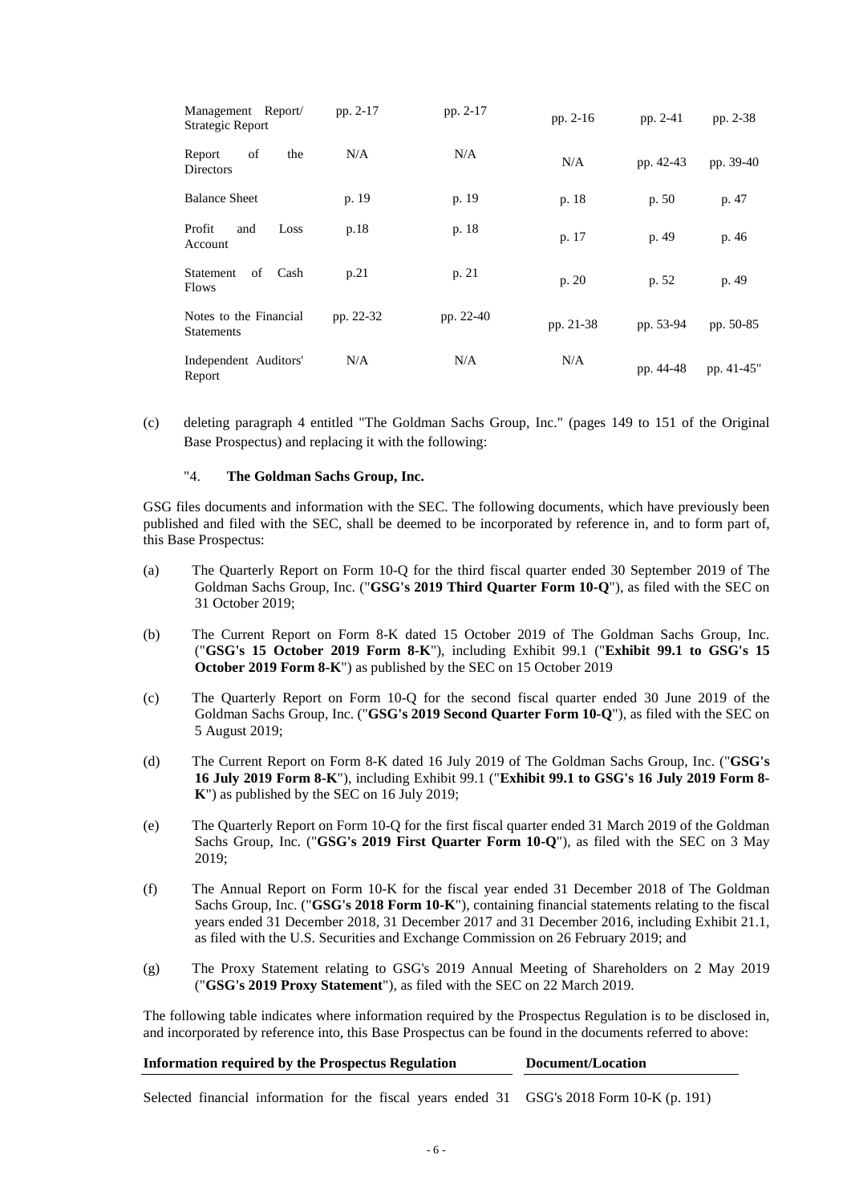| Management Report/ Strategic Report | pp. 2-17 | pp. 2-17 | pp. 2-16 | pp. 2-41 | pp. 2-38 |
|---|---|---|---|---|---|
| Report of the Directors | N/A | N/A | N/A | pp. 42-43 | pp. 39-40 |
| Balance Sheet | p. 19 | p. 19 | p. 18 | p. 50 | p. 47 |
| Profit and Loss Account | p.18 | p. 18 | p. 17 | p. 49 | p. 46 |
| Statement of Cash Flows | p.21 | p. 21 | p. 20 | p. 52 | p. 49 |
| Notes to the Financial Statements | pp. 22-32 | pp. 22-40 | pp. 21-38 | pp. 53-94 | pp. 50-85 |
| Independent Auditors' Report | N/A | N/A | N/A | pp. 44-48 | pp. 41-45" |

(c) deleting paragraph 4 entitled "The Goldman Sachs Group, Inc." (pages 149 to 151 of the Original Base Prospectus) and replacing it with the following:

"4. **The Goldman Sachs Group, Inc.**

GSG files documents and information with the SEC. The following documents, which have previously been published and filed with the SEC, shall be deemed to be incorporated by reference in, and to form part of, this Base Prospectus:

(a) The Quarterly Report on Form 10-Q for the third fiscal quarter ended 30 September 2019 of The Goldman Sachs Group, Inc. ("**GSG's 2019 Third Quarter Form 10-Q**"), as filed with the SEC on 31 October 2019;

(b) The Current Report on Form 8-K dated 15 October 2019 of The Goldman Sachs Group, Inc. ("**GSG's 15 October 2019 Form 8-K**"), including Exhibit 99.1 ("**Exhibit 99.1 to GSG's 15 October 2019 Form 8-K**") as published by the SEC on 15 October 2019

(c) The Quarterly Report on Form 10-Q for the second fiscal quarter ended 30 June 2019 of the Goldman Sachs Group, Inc. ("**GSG's 2019 Second Quarter Form 10-Q**"), as filed with the SEC on 5 August 2019;

(d) The Current Report on Form 8-K dated 16 July 2019 of The Goldman Sachs Group, Inc. ("**GSG's 16 July 2019 Form 8-K**"), including Exhibit 99.1 ("**Exhibit 99.1 to GSG's 16 July 2019 Form 8-K**") as published by the SEC on 16 July 2019;

(e) The Quarterly Report on Form 10-Q for the first fiscal quarter ended 31 March 2019 of the Goldman Sachs Group, Inc. ("**GSG's 2019 First Quarter Form 10-Q**"), as filed with the SEC on 3 May 2019;

(f) The Annual Report on Form 10-K for the fiscal year ended 31 December 2018 of The Goldman Sachs Group, Inc. ("**GSG's 2018 Form 10-K**"), containing financial statements relating to the fiscal years ended 31 December 2018, 31 December 2017 and 31 December 2016, including Exhibit 21.1, as filed with the U.S. Securities and Exchange Commission on 26 February 2019; and

(g) The Proxy Statement relating to GSG's 2019 Annual Meeting of Shareholders on 2 May 2019 ("**GSG's 2019 Proxy Statement**"), as filed with the SEC on 22 March 2019.

The following table indicates where information required by the Prospectus Regulation is to be disclosed in, and incorporated by reference into, this Base Prospectus can be found in the documents referred to above:

| Information required by the Prospectus Regulation | Document/Location |
|---|---|
| Selected financial information for the fiscal years ended 31 | GSG's 2018 Form 10-K (p. 191) |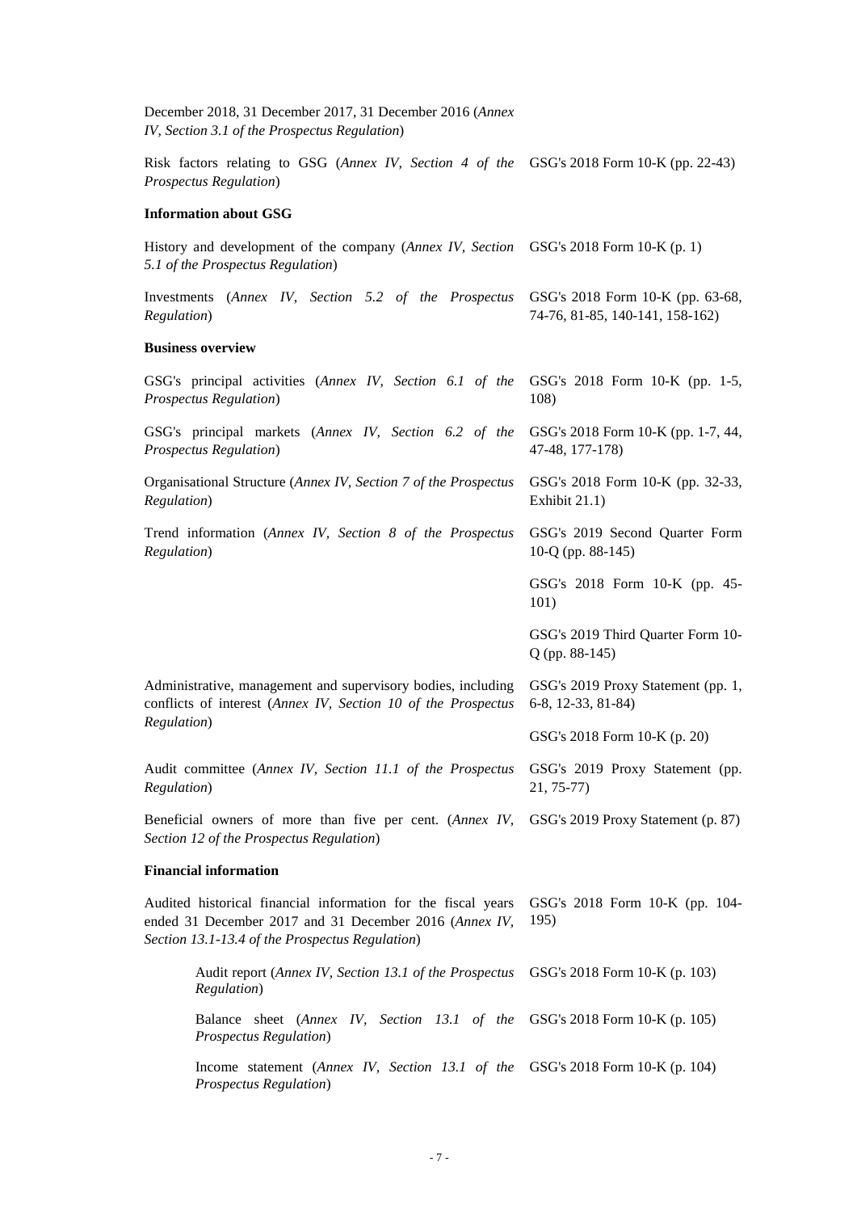| | |
|---|---|
| December 2018, 31 December 2017, 31 December 2016 (*Annex IV, Section 3.1 of the Prospectus Regulation*) | |
| Risk factors relating to GSG (*Annex IV, Section 4 of the Prospectus Regulation*) | GSG's 2018 Form 10-K (pp. 22-43) |
| **Information about GSG** | |
| History and development of the company (*Annex IV, Section 5.1 of the Prospectus Regulation*) | GSG's 2018 Form 10-K (p. 1) |
| Investments (*Annex IV, Section 5.2 of the Prospectus Regulation*) | GSG's 2018 Form 10-K (pp. 63-68, 74-76, 81-85, 140-141, 158-162) |
| **Business overview** | |
| GSG's principal activities (*Annex IV, Section 6.1 of the Prospectus Regulation*) | GSG's 2018 Form 10-K (pp. 1-5, 108) |
| GSG's principal markets (*Annex IV, Section 6.2 of the Prospectus Regulation*) | GSG's 2018 Form 10-K (pp. 1-7, 44, 47-48, 177-178) |
| Organisational Structure (*Annex IV, Section 7 of the Prospectus Regulation*) | GSG's 2018 Form 10-K (pp. 32-33, Exhibit 21.1) |
| Trend information (*Annex IV, Section 8 of the Prospectus Regulation*) | GSG's 2019 Second Quarter Form 10-Q (pp. 88-145) |
| | GSG's 2018 Form 10-K (pp. 45-101) |
| | GSG's 2019 Third Quarter Form 10-Q (pp. 88-145) |
| Administrative, management and supervisory bodies, including conflicts of interest (*Annex IV, Section 10 of the Prospectus Regulation*) | GSG's 2019 Proxy Statement (pp. 1, 6-8, 12-33, 81-84) |
| | GSG's 2018 Form 10-K (p. 20) |
| Audit committee (*Annex IV, Section 11.1 of the Prospectus Regulation*) | GSG's 2019 Proxy Statement (pp. 21, 75-77) |
| Beneficial owners of more than five per cent. (*Annex IV, Section 12 of the Prospectus Regulation*) | GSG's 2019 Proxy Statement (p. 87) |
| **Financial information** | |
| Audited historical financial information for the fiscal years ended 31 December 2017 and 31 December 2016 (*Annex IV, Section 13.1-13.4 of the Prospectus Regulation*) | GSG's 2018 Form 10-K (pp. 104-195) |
| Audit report (*Annex IV, Section 13.1 of the Prospectus Regulation*) | GSG's 2018 Form 10-K (p. 103) |
| Balance sheet (*Annex IV, Section 13.1 of the Prospectus Regulation*) | GSG's 2018 Form 10-K (p. 105) |
| Income statement (*Annex IV, Section 13.1 of the Prospectus Regulation*) | GSG's 2018 Form 10-K (p. 104) |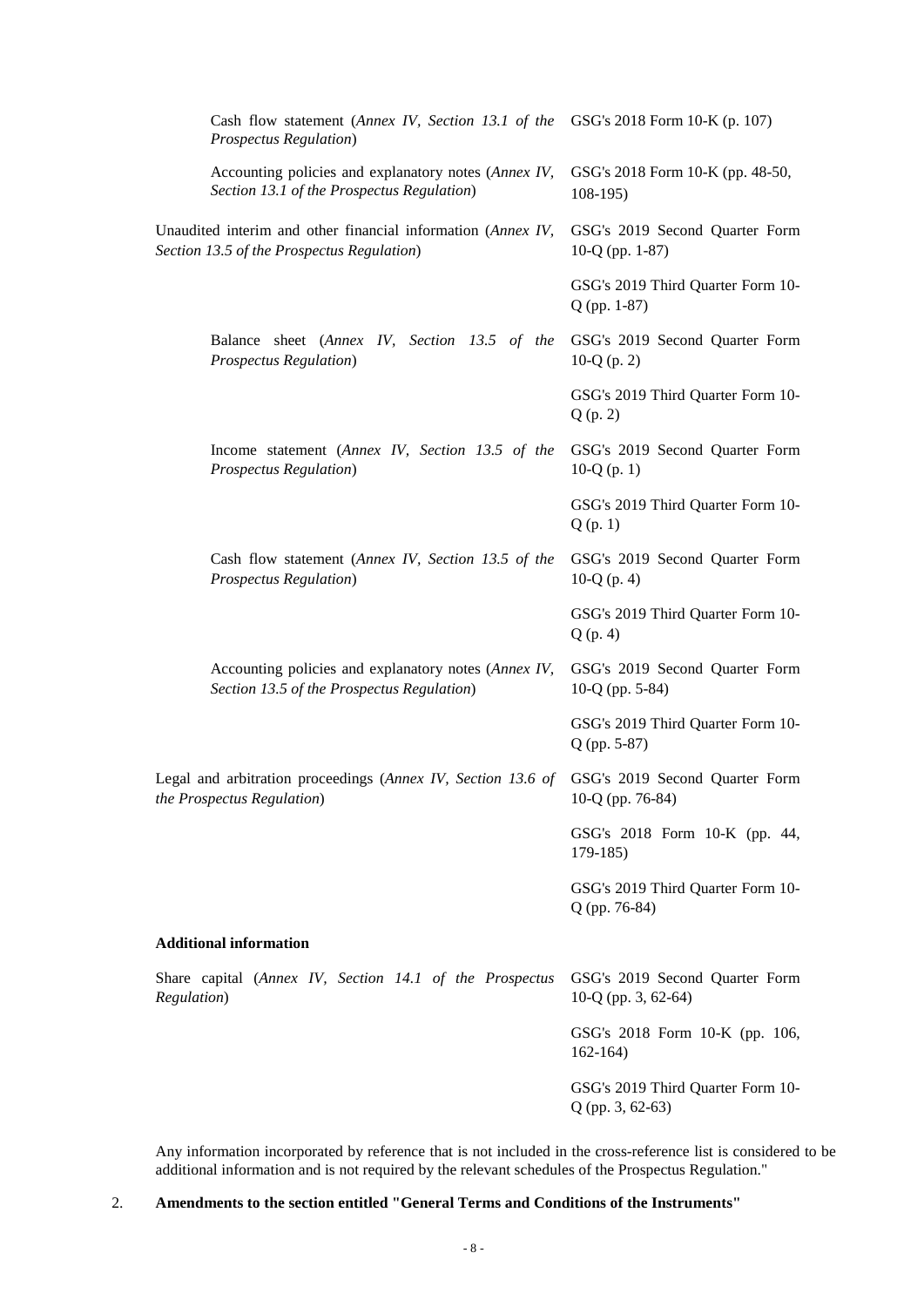| | |
|---|---|
| Cash flow statement (*Annex IV, Section 13.1 of the Prospectus Regulation*) | GSG's 2018 Form 10-K (p. 107) |
| Accounting policies and explanatory notes (*Annex IV, Section 13.1 of the Prospectus Regulation*) | GSG's 2018 Form 10-K (pp. 48-50, 108-195) |
| Unaudited interim and other financial information (*Annex IV, Section 13.5 of the Prospectus Regulation*) | GSG's 2019 Second Quarter Form 10-Q (pp. 1-87) |
| | GSG's 2019 Third Quarter Form 10-Q (pp. 1-87) |
| Balance sheet (*Annex IV, Section 13.5 of the Prospectus Regulation*) | GSG's 2019 Second Quarter Form 10-Q (p. 2) |
| | GSG's 2019 Third Quarter Form 10-Q (p. 2) |
| Income statement (*Annex IV, Section 13.5 of the Prospectus Regulation*) | GSG's 2019 Second Quarter Form 10-Q (p. 1) |
| | GSG's 2019 Third Quarter Form 10-Q (p. 1) |
| Cash flow statement (*Annex IV, Section 13.5 of the Prospectus Regulation*) | GSG's 2019 Second Quarter Form 10-Q (p. 4) |
| | GSG's 2019 Third Quarter Form 10-Q (p. 4) |
| Accounting policies and explanatory notes (*Annex IV, Section 13.5 of the Prospectus Regulation*) | GSG's 2019 Second Quarter Form 10-Q (pp. 5-84) |
| | GSG's 2019 Third Quarter Form 10-Q (pp. 5-87) |
| Legal and arbitration proceedings (*Annex IV, Section 13.6 of the Prospectus Regulation*) | GSG's 2019 Second Quarter Form 10-Q (pp. 76-84) |
| | GSG's 2018 Form 10-K (pp. 44, 179-185) |
| | GSG's 2019 Third Quarter Form 10-Q (pp. 76-84) |
| **Additional information** | |
| Share capital (*Annex IV, Section 14.1 of the Prospectus Regulation*) | GSG's 2019 Second Quarter Form 10-Q (pp. 3, 62-64) |
| | GSG's 2018 Form 10-K (pp. 106, 162-164) |
| | GSG's 2019 Third Quarter Form 10-Q (pp. 3, 62-63) |

Any information incorporated by reference that is not included in the cross-reference list is considered to be additional information and is not required by the relevant schedules of the Prospectus Regulation."

2. **Amendments to the section entitled "General Terms and Conditions of the Instruments"**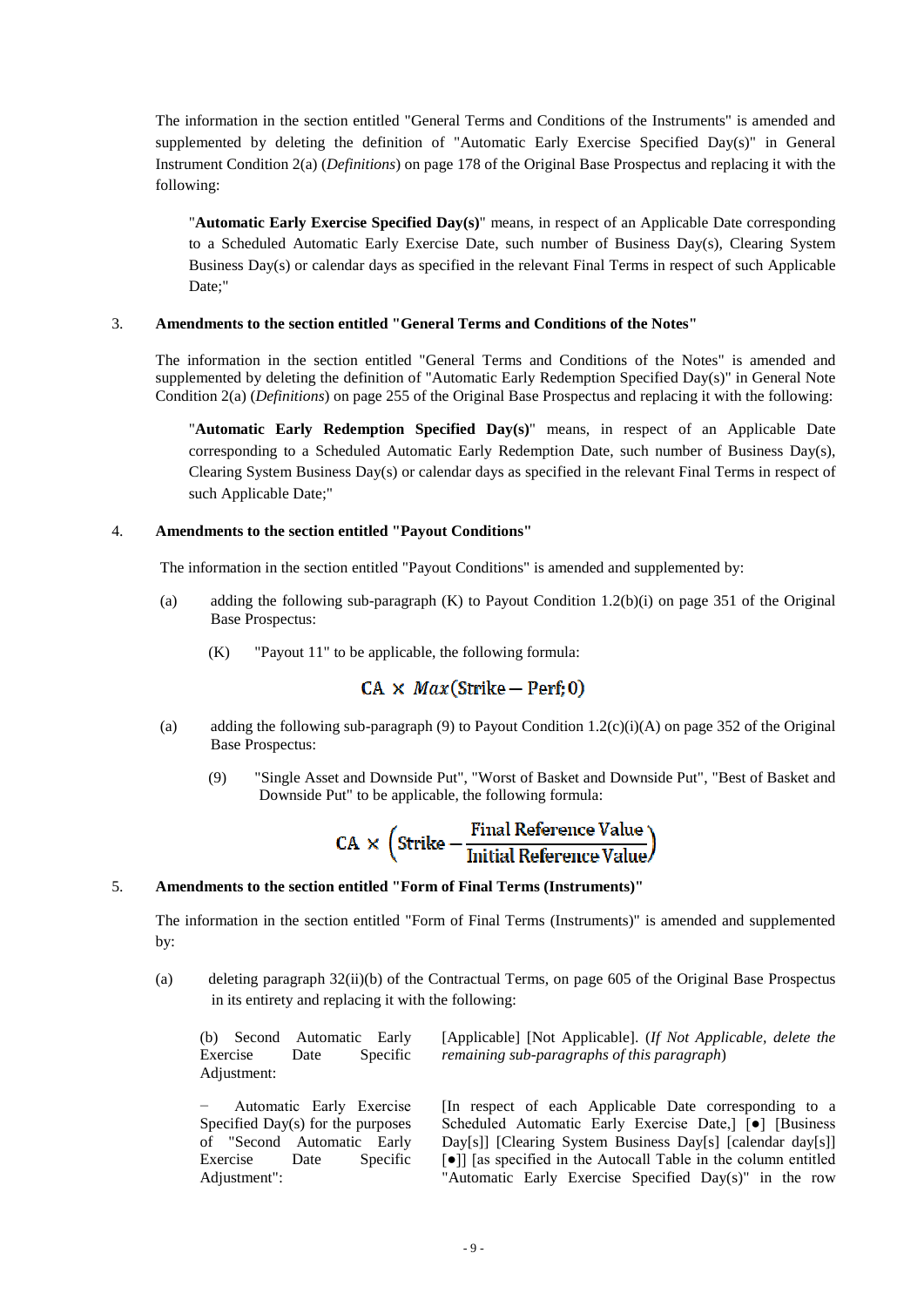The information in the section entitled "General Terms and Conditions of the Instruments" is amended and supplemented by deleting the definition of "Automatic Early Exercise Specified Day(s)" in General Instrument Condition 2(a) (*Definitions*) on page 178 of the Original Base Prospectus and replacing it with the following:

> "**Automatic Early Exercise Specified Day(s)**" means, in respect of an Applicable Date corresponding to a Scheduled Automatic Early Exercise Date, such number of Business Day(s), Clearing System Business Day(s) or calendar days as specified in the relevant Final Terms in respect of such Applicable Date;"

3. **Amendments to the section entitled "General Terms and Conditions of the Notes"**

The information in the section entitled "General Terms and Conditions of the Notes" is amended and supplemented by deleting the definition of "Automatic Early Redemption Specified Day(s)" in General Note Condition 2(a) (*Definitions*) on page 255 of the Original Base Prospectus and replacing it with the following:

> "**Automatic Early Redemption Specified Day(s)**" means, in respect of an Applicable Date corresponding to a Scheduled Automatic Early Redemption Date, such number of Business Day(s), Clearing System Business Day(s) or calendar days as specified in the relevant Final Terms in respect of such Applicable Date;"

4. **Amendments to the section entitled "Payout Conditions"**

The information in the section entitled "Payout Conditions" is amended and supplemented by:

(a) adding the following sub-paragraph (K) to Payout Condition 1.2(b)(i) on page 351 of the Original Base Prospectus:

(K) "Payout 11" to be applicable, the following formula:

$$\text{CA} \times Max(\text{Strike} - \text{Perf}; 0)$$

(a) adding the following sub-paragraph (9) to Payout Condition 1.2(c)(i)(A) on page 352 of the Original Base Prospectus:

(9) "Single Asset and Downside Put", "Worst of Basket and Downside Put", "Best of Basket and Downside Put" to be applicable, the following formula:

$$\text{CA} \times \left(\text{Strike} - \frac{\text{Final Reference Value}}{\text{Initial Reference Value}}\right)$$

5. **Amendments to the section entitled "Form of Final Terms (Instruments)"**

The information in the section entitled "Form of Final Terms (Instruments)" is amended and supplemented by:

(a) deleting paragraph 32(ii)(b) of the Contractual Terms, on page 605 of the Original Base Prospectus in its entirety and replacing it with the following:

| | |
|---|---|
| (b) Second Automatic Early Exercise Date Specific Adjustment: | [Applicable] [Not Applicable]. (*If Not Applicable, delete the remaining sub-paragraphs of this paragraph*) |
| − Automatic Early Exercise Specified Day(s) for the purposes of "Second Automatic Early Exercise Date Specific Adjustment": | [In respect of each Applicable Date corresponding to a Scheduled Automatic Early Exercise Date,] [●] [Business Day[s]] [Clearing System Business Day[s] [calendar day[s]] [●]] [as specified in the Autocall Table in the column entitled "Automatic Early Exercise Specified Day(s)" in the row |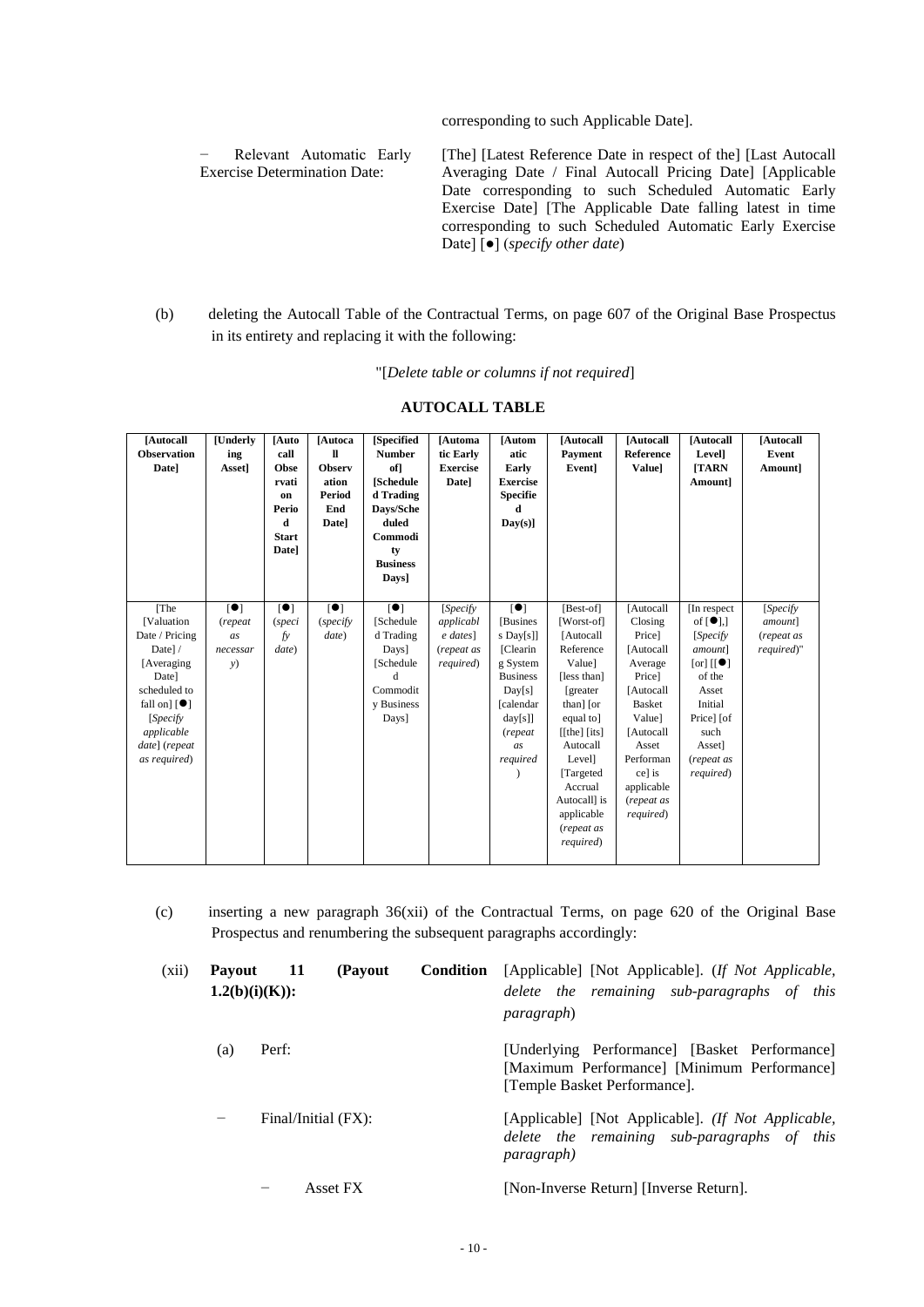corresponding to such Applicable Date].

− Relevant Automatic Early Exercise Determination Date: [The] [Latest Reference Date in respect of the] [Last Autocall Averaging Date / Final Autocall Pricing Date] [Applicable Date corresponding to such Scheduled Automatic Early Exercise Date] [The Applicable Date falling latest in time corresponding to such Scheduled Automatic Early Exercise Date] [●] (*specify other date*)

(b) deleting the Autocall Table of the Contractual Terms, on page 607 of the Original Base Prospectus in its entirety and replacing it with the following:

"[*Delete table or columns if not required*]

**AUTOCALL TABLE**

| [Autocall Observation Date] | [Underlying Asset] | [Autocall Observation Period Start Date] | [Autocall Observation Period End Date] | [Specified Number of] [Scheduled Trading Days/Scheduled Commodity Business Days] | [Automatic Early Exercise Date] | [Automatic Early Exercise Specified Day(s)] | [Autocall Payment Event] | [Autocall Reference Value] | [Autocall Level] [TARN Amount] | [Autocall Event Amount] |
|---|---|---|---|---|---|---|---|---|---|---|
| [The [Valuation Date / Pricing Date] / [Averaging Date] scheduled to fall on] [●] [*Specify applicable date*] (*repeat as required*) | [●] (*repeat as necessary*) | [●] (*specify date*) | [●] (*specify date*) | [●] [Scheduled Trading Days] [Scheduled Commodity Business Days] | [*Specify applicable dates*] (*repeat as required*) | [●] [Business Day[s]] [Clearing System Business Day[s] [calendar day[s]] (*repeat as required*) | [Best-of] [Worst-of] [Autocall Reference Value] [less than] [greater than] [or equal to] [[the] [its] Autocall Level] [Targeted Accrual Autocall] is applicable (*repeat as required*) | [Autocall Closing Price] [Autocall Average Price] [Autocall Basket Value] [Autocall Asset Performance] is applicable (*repeat as required*) | [In respect of [●],] [*Specify amount*] [or] [[●] of the Asset Initial Price] [of such Asset] (*repeat as required*) | [*Specify amount*] (*repeat as required*)" |

(c) inserting a new paragraph 36(xii) of the Contractual Terms, on page 620 of the Original Base Prospectus and renumbering the subsequent paragraphs accordingly:

(xii) **Payout 11 (Payout Condition 1.2(b)(i)(K)):** [Applicable] [Not Applicable]. (*If Not Applicable, delete the remaining sub-paragraphs of this paragraph*)

(a) Perf: [Underlying Performance] [Basket Performance] [Maximum Performance] [Minimum Performance] [Temple Basket Performance].

− Final/Initial (FX): [Applicable] [Not Applicable]. *(If Not Applicable, delete the remaining sub-paragraphs of this paragraph)*

− Asset FX [Non-Inverse Return] [Inverse Return].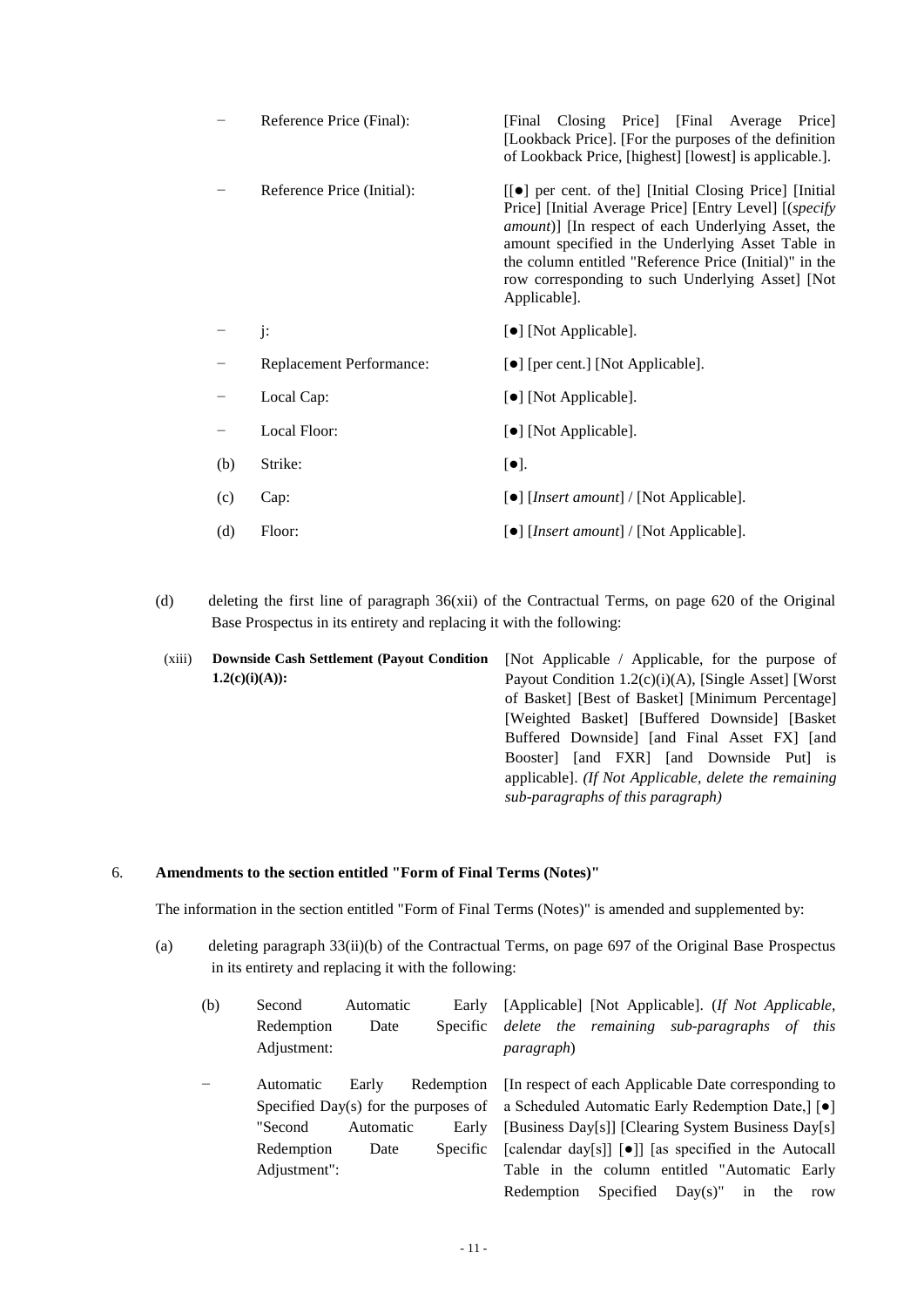| | | |
|---|---|---|
| − | Reference Price (Final): | [Final Closing Price] [Final Average Price] [Lookback Price]. [For the purposes of the definition of Lookback Price, [highest] [lowest] is applicable.]. |
| − | Reference Price (Initial): | [[●] per cent. of the] [Initial Closing Price] [Initial Price] [Initial Average Price] [Entry Level] [(*specify amount*)] [In respect of each Underlying Asset, the amount specified in the Underlying Asset Table in the column entitled "Reference Price (Initial)" in the row corresponding to such Underlying Asset] [Not Applicable]. |
| − | j: | [●] [Not Applicable]. |
| − | Replacement Performance: | [●] [per cent.] [Not Applicable]. |
| − | Local Cap: | [●] [Not Applicable]. |
| − | Local Floor: | [●] [Not Applicable]. |
| (b) | Strike: | [●]. |
| (c) | Cap: | [●] [*Insert amount*] / [Not Applicable]. |
| (d) | Floor: | [●] [*Insert amount*] / [Not Applicable]. |

(d) deleting the first line of paragraph 36(xii) of the Contractual Terms, on page 620 of the Original Base Prospectus in its entirety and replacing it with the following:

| | | |
|---|---|---|
| (xiii) | **Downside Cash Settlement (Payout Condition 1.2(c)(i)(A)):** | [Not Applicable / Applicable, for the purpose of Payout Condition 1.2(c)(i)(A), [Single Asset] [Worst of Basket] [Best of Basket] [Minimum Percentage] [Weighted Basket] [Buffered Downside] [Basket Buffered Downside] [and Final Asset FX] [and Booster] [and FXR] [and Downside Put] is applicable]. *(If Not Applicable, delete the remaining sub-paragraphs of this paragraph)* |

6. **Amendments to the section entitled "Form of Final Terms (Notes)"**

The information in the section entitled "Form of Final Terms (Notes)" is amended and supplemented by:

(a) deleting paragraph 33(ii)(b) of the Contractual Terms, on page 697 of the Original Base Prospectus in its entirety and replacing it with the following:

| | | |
|---|---|---|
| (b) | Second Automatic Early Redemption Date Specific Adjustment: | [Applicable] [Not Applicable]. (*If Not Applicable, delete the remaining sub-paragraphs of this paragraph*) |
| − | Automatic Early Redemption Specified Day(s) for the purposes of "Second Automatic Early Redemption Date Specific Adjustment": | [In respect of each Applicable Date corresponding to a Scheduled Automatic Early Redemption Date,] [●] [Business Day[s]] [Clearing System Business Day[s] [calendar day[s]] [●]] [as specified in the Autocall Table in the column entitled "Automatic Early Redemption Specified Day(s)" in the row |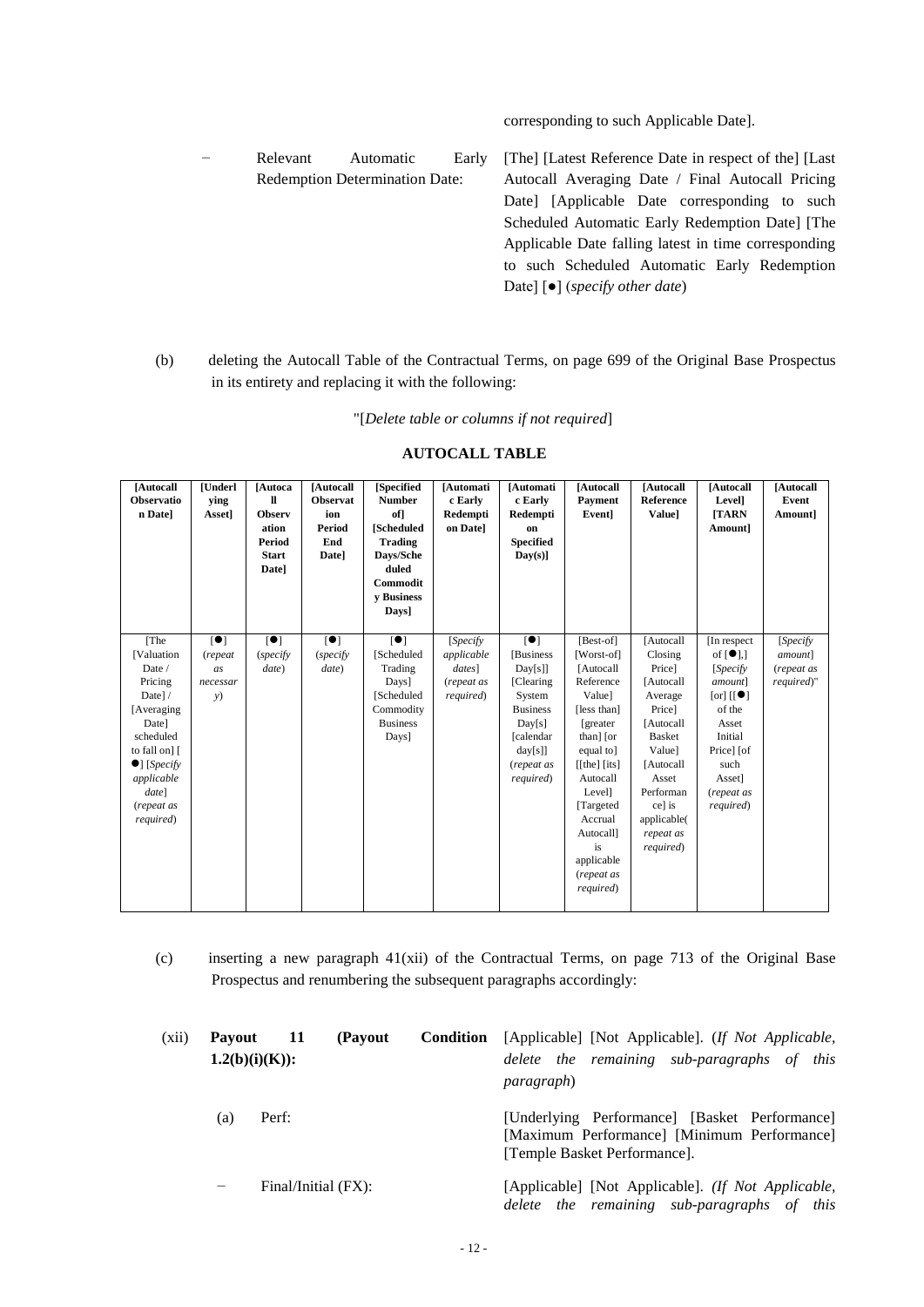corresponding to such Applicable Date].

− Relevant Automatic Early Redemption Determination Date: [The] [Latest Reference Date in respect of the] [Last Autocall Averaging Date / Final Autocall Pricing Date] [Applicable Date corresponding to such Scheduled Automatic Early Redemption Date] [The Applicable Date falling latest in time corresponding to such Scheduled Automatic Early Redemption Date] [●] (*specify other date*)

(b) deleting the Autocall Table of the Contractual Terms, on page 699 of the Original Base Prospectus in its entirety and replacing it with the following:

"[*Delete table or columns if not required*]

**AUTOCALL TABLE**

| [Autocall Observation Date] | [Underlying Asset] | [Autocall Observation Period Start Date] | [Autocall Observation Period End Date] | [Specified Number of] [Scheduled Trading Days/Scheduled Commodity Business Days] | [Automatic Early Redemption Date] | [Automatic Early Redemption Specified Day(s)] | [Autocall Payment Event] | [Autocall Reference Value] | [Autocall Level] [TARN Amount] | [Autocall Event Amount] |
|---|---|---|---|---|---|---|---|---|---|---|
| [The [Valuation Date / Pricing Date] / [Averaging Date] scheduled to fall on] [●] [*Specify applicable date*] (*repeat as required*) | [●] (*repeat as necessary*) | [●] (*specify date*) | [●] (*specify date*) | [●] [Scheduled Trading Days] [Scheduled Commodity Business Days] | [*Specify applicable dates*] (*repeat as required*) | [●] [Business Day[s]] [Clearing System Business Day[s]] [calendar day[s]] (*repeat as required*) | [Best-of] [Worst-of] [Autocall Reference Value] [less than] [greater than] [or equal to] [[the] [its] Autocall Level] [Targeted Accrual Autocall] is applicable (*repeat as required*) | [Autocall Closing Price] [Autocall Average Price] [Autocall Basket Value] [Autocall Asset Performance] is applicable(*repeat as required*) | [In respect of [●],] [*Specify amount*] [or] [[●] of the Asset Initial Price] [of such Asset] (*repeat as required*) | [*Specify amount*] (*repeat as required*)" |

(c) inserting a new paragraph 41(xii) of the Contractual Terms, on page 713 of the Original Base Prospectus and renumbering the subsequent paragraphs accordingly:

(xii) **Payout 11 (Payout Condition 1.2(b)(i)(K)):** [Applicable] [Not Applicable]. (*If Not Applicable, delete the remaining sub-paragraphs of this paragraph*)

(a) Perf: [Underlying Performance] [Basket Performance] [Maximum Performance] [Minimum Performance] [Temple Basket Performance].

− Final/Initial (FX): [Applicable] [Not Applicable]. (*If Not Applicable, delete the remaining sub-paragraphs of this*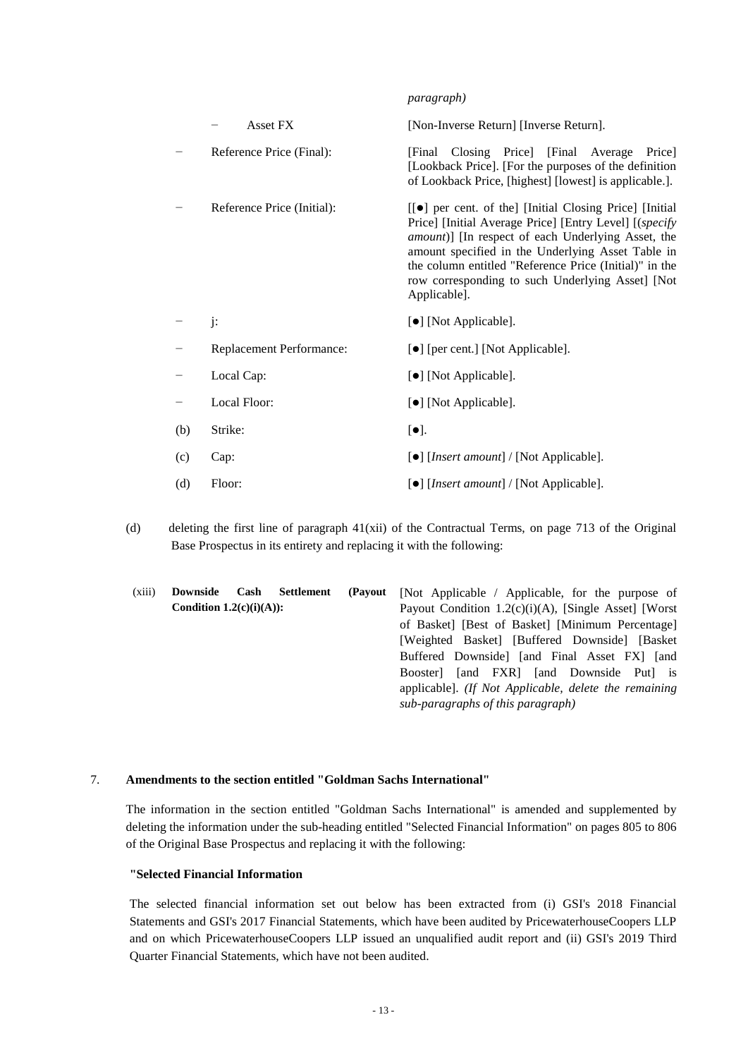| | | |
|---|---|---|
| | | *paragraph)* |
| − | Asset FX | [Non-Inverse Return] [Inverse Return]. |
| − | Reference Price (Final): | [Final Closing Price] [Final Average Price] [Lookback Price]. [For the purposes of the definition of Lookback Price, [highest] [lowest] is applicable.]. |
| − | Reference Price (Initial): | [[●] per cent. of the] [Initial Closing Price] [Initial Price] [Initial Average Price] [Entry Level] [(*specify amount*)] [In respect of each Underlying Asset, the amount specified in the Underlying Asset Table in the column entitled "Reference Price (Initial)" in the row corresponding to such Underlying Asset] [Not Applicable]. |
| − | j: | [●] [Not Applicable]. |
| − | Replacement Performance: | [●] [per cent.] [Not Applicable]. |
| − | Local Cap: | [●] [Not Applicable]. |
| − | Local Floor: | [●] [Not Applicable]. |
| (b) | Strike: | [●]. |
| (c) | Cap: | [●] [*Insert amount*] / [Not Applicable]. |
| (d) | Floor: | [●] [*Insert amount*] / [Not Applicable]. |

(d) deleting the first line of paragraph 41(xii) of the Contractual Terms, on page 713 of the Original Base Prospectus in its entirety and replacing it with the following:

| | | |
|---|---|---|
| (xiii) | **Downside Cash Settlement (Payout Condition 1.2(c)(i)(A)):** | [Not Applicable / Applicable, for the purpose of Payout Condition 1.2(c)(i)(A), [Single Asset] [Worst of Basket] [Best of Basket] [Minimum Percentage] [Weighted Basket] [Buffered Downside] [Basket Buffered Downside] [and Final Asset FX] [and Booster] [and FXR] [and Downside Put] is applicable]. *(If Not Applicable, delete the remaining sub-paragraphs of this paragraph)* |

## 7. Amendments to the section entitled "Goldman Sachs International"

The information in the section entitled "Goldman Sachs International" is amended and supplemented by deleting the information under the sub-heading entitled "Selected Financial Information" on pages 805 to 806 of the Original Base Prospectus and replacing it with the following:

**"Selected Financial Information**

The selected financial information set out below has been extracted from (i) GSI's 2018 Financial Statements and GSI's 2017 Financial Statements, which have been audited by PricewaterhouseCoopers LLP and on which PricewaterhouseCoopers LLP issued an unqualified audit report and (ii) GSI's 2019 Third Quarter Financial Statements, which have not been audited.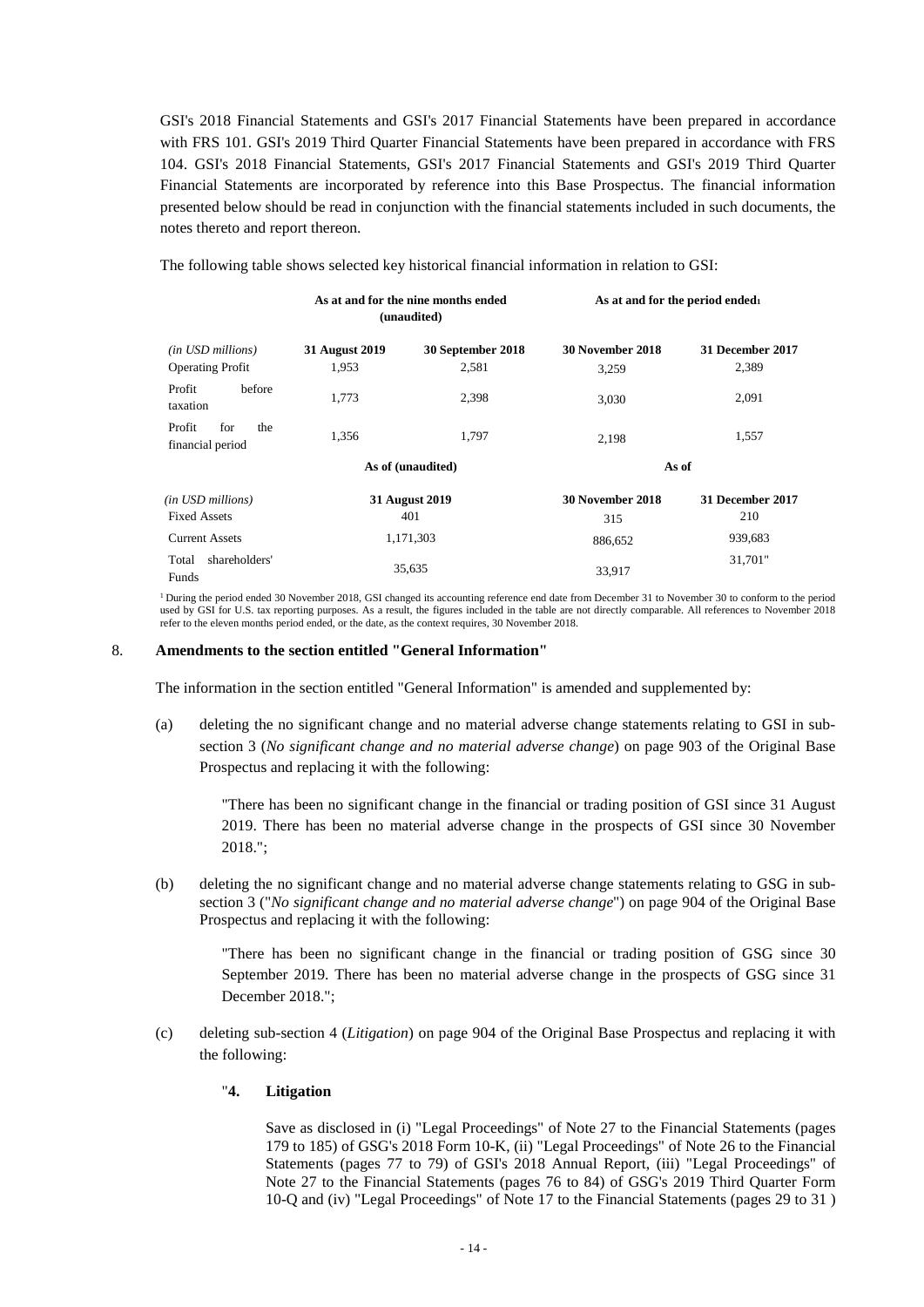GSI's 2018 Financial Statements and GSI's 2017 Financial Statements have been prepared in accordance with FRS 101. GSI's 2019 Third Quarter Financial Statements have been prepared in accordance with FRS 104. GSI's 2018 Financial Statements, GSI's 2017 Financial Statements and GSI's 2019 Third Quarter Financial Statements are incorporated by reference into this Base Prospectus. The financial information presented below should be read in conjunction with the financial statements included in such documents, the notes thereto and report thereon.

The following table shows selected key historical financial information in relation to GSI:

| | **As at and for the nine months ended (unaudited)** | | **As at and for the period ended**[1] | |
|---|---|---|---|---|
| *(in USD millions)* | **31 August 2019** | **30 September 2018** | **30 November 2018** | **31 December 2017** |
| Operating Profit | 1,953 | 2,581 | 3,259 | 2,389 |
| Profit before taxation | 1,773 | 2,398 | 3,030 | 2,091 |
| Profit for the financial period | 1,356 | 1,797 | 2,198 | 1,557 |
| | **As of (unaudited)** | | **As of** | |
| *(in USD millions)* | **31 August 2019** | | **30 November 2018** | **31 December 2017** |
| Fixed Assets | 401 | | 315 | 210 |
| Current Assets | 1,171,303 | | 886,652 | 939,683 |
| Total shareholders' Funds | 35,635 | | 33,917 | 31,701" |

[1] During the period ended 30 November 2018, GSI changed its accounting reference end date from December 31 to November 30 to conform to the period used by GSI for U.S. tax reporting purposes. As a result, the figures included in the table are not directly comparable. All references to November 2018 refer to the eleven months period ended, or the date, as the context requires, 30 November 2018.

## 8. Amendments to the section entitled "General Information"

The information in the section entitled "General Information" is amended and supplemented by:

(a) deleting the no significant change and no material adverse change statements relating to GSI in sub-section 3 (*No significant change and no material adverse change*) on page 903 of the Original Base Prospectus and replacing it with the following:

> "There has been no significant change in the financial or trading position of GSI since 31 August 2019. There has been no material adverse change in the prospects of GSI since 30 November 2018.";

(b) deleting the no significant change and no material adverse change statements relating to GSG in sub-section 3 ("*No significant change and no material adverse change*") on page 904 of the Original Base Prospectus and replacing it with the following:

> "There has been no significant change in the financial or trading position of GSG since 30 September 2019. There has been no material adverse change in the prospects of GSG since 31 December 2018.";

(c) deleting sub-section 4 (*Litigation*) on page 904 of the Original Base Prospectus and replacing it with the following:

> "**4. Litigation**
>
> Save as disclosed in (i) "Legal Proceedings" of Note 27 to the Financial Statements (pages 179 to 185) of GSG's 2018 Form 10-K, (ii) "Legal Proceedings" of Note 26 to the Financial Statements (pages 77 to 79) of GSI's 2018 Annual Report, (iii) "Legal Proceedings" of Note 27 to the Financial Statements (pages 76 to 84) of GSG's 2019 Third Quarter Form 10-Q and (iv) "Legal Proceedings" of Note 17 to the Financial Statements (pages 29 to 31 )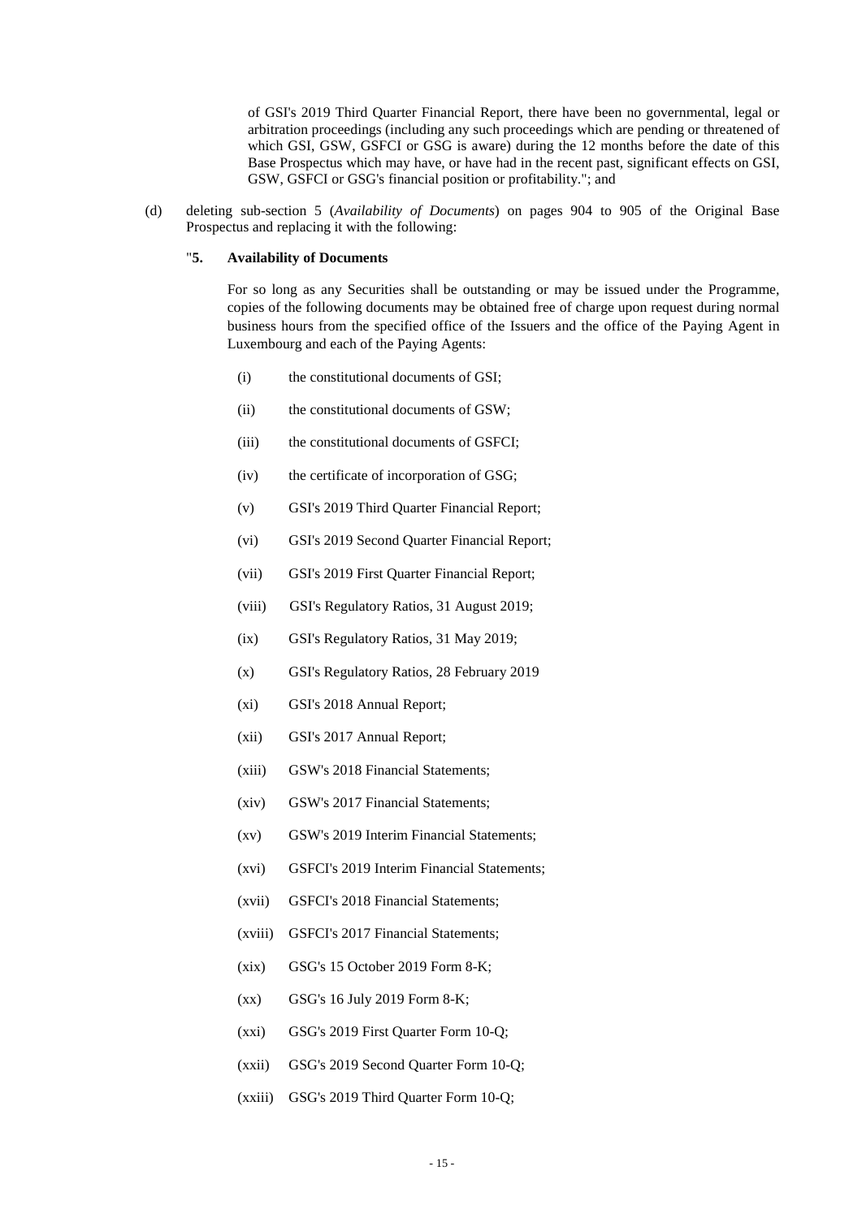of GSI's 2019 Third Quarter Financial Report, there have been no governmental, legal or arbitration proceedings (including any such proceedings which are pending or threatened of which GSI, GSW, GSFCI or GSG is aware) during the 12 months before the date of this Base Prospectus which may have, or have had in the recent past, significant effects on GSI, GSW, GSFCI or GSG's financial position or profitability."; and

(d) deleting sub-section 5 (*Availability of Documents*) on pages 904 to 905 of the Original Base Prospectus and replacing it with the following:

"**5. Availability of Documents**

For so long as any Securities shall be outstanding or may be issued under the Programme, copies of the following documents may be obtained free of charge upon request during normal business hours from the specified office of the Issuers and the office of the Paying Agent in Luxembourg and each of the Paying Agents:

(i) the constitutional documents of GSI;

(ii) the constitutional documents of GSW;

(iii) the constitutional documents of GSFCI;

(iv) the certificate of incorporation of GSG;

(v) GSI's 2019 Third Quarter Financial Report;

(vi) GSI's 2019 Second Quarter Financial Report;

(vii) GSI's 2019 First Quarter Financial Report;

(viii) GSI's Regulatory Ratios, 31 August 2019;

(ix) GSI's Regulatory Ratios, 31 May 2019;

(x) GSI's Regulatory Ratios, 28 February 2019

(xi) GSI's 2018 Annual Report;

(xii) GSI's 2017 Annual Report;

(xiii) GSW's 2018 Financial Statements;

(xiv) GSW's 2017 Financial Statements;

(xv) GSW's 2019 Interim Financial Statements;

(xvi) GSFCI's 2019 Interim Financial Statements;

(xvii) GSFCI's 2018 Financial Statements;

(xviii) GSFCI's 2017 Financial Statements;

(xix) GSG's 15 October 2019 Form 8-K;

(xx) GSG's 16 July 2019 Form 8-K;

(xxi) GSG's 2019 First Quarter Form 10-Q;

(xxii) GSG's 2019 Second Quarter Form 10-Q;

(xxiii) GSG's 2019 Third Quarter Form 10-Q;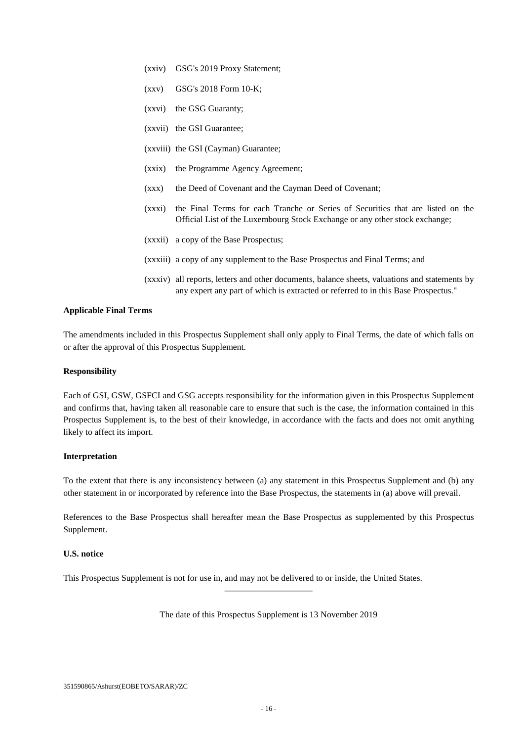(xxiv) GSG's 2019 Proxy Statement;

(xxv) GSG's 2018 Form 10-K;

(xxvi) the GSG Guaranty;

(xxvii) the GSI Guarantee;

(xxviii) the GSI (Cayman) Guarantee;

(xxix) the Programme Agency Agreement;

(xxx) the Deed of Covenant and the Cayman Deed of Covenant;

(xxxi) the Final Terms for each Tranche or Series of Securities that are listed on the Official List of the Luxembourg Stock Exchange or any other stock exchange;

(xxxii) a copy of the Base Prospectus;

(xxxiii) a copy of any supplement to the Base Prospectus and Final Terms; and

(xxxiv) all reports, letters and other documents, balance sheets, valuations and statements by any expert any part of which is extracted or referred to in this Base Prospectus."

**Applicable Final Terms**

The amendments included in this Prospectus Supplement shall only apply to Final Terms, the date of which falls on or after the approval of this Prospectus Supplement.

**Responsibility**

Each of GSI, GSW, GSFCI and GSG accepts responsibility for the information given in this Prospectus Supplement and confirms that, having taken all reasonable care to ensure that such is the case, the information contained in this Prospectus Supplement is, to the best of their knowledge, in accordance with the facts and does not omit anything likely to affect its import.

**Interpretation**

To the extent that there is any inconsistency between (a) any statement in this Prospectus Supplement and (b) any other statement in or incorporated by reference into the Base Prospectus, the statements in (a) above will prevail.

References to the Base Prospectus shall hereafter mean the Base Prospectus as supplemented by this Prospectus Supplement.

**U.S. notice**

This Prospectus Supplement is not for use in, and may not be delivered to or inside, the United States.

---

The date of this Prospectus Supplement is 13 November 2019

351590865/Ashurst(EOBETO/SARAR)/ZC